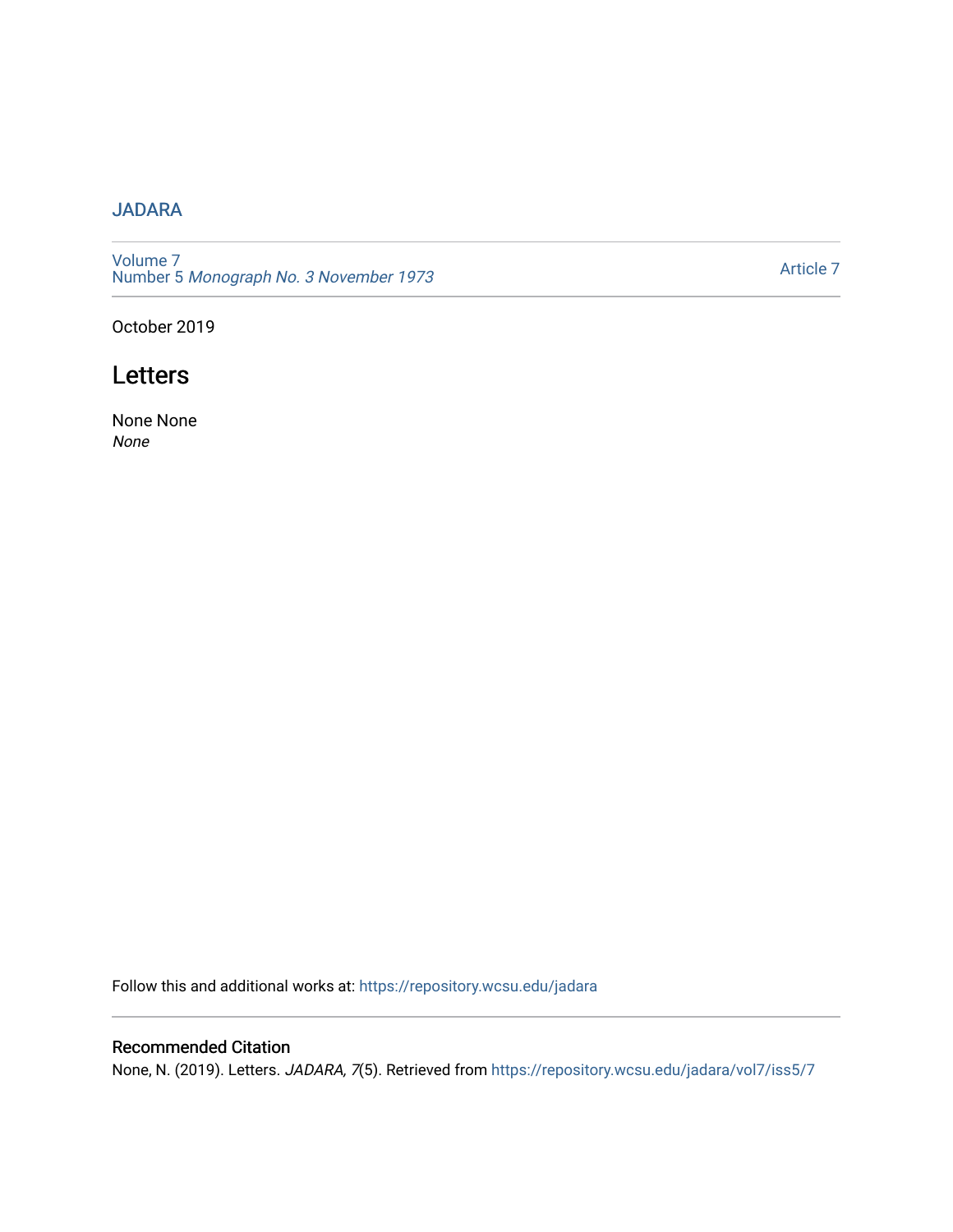JADARA

Volume 7
Number 5 *Monograph No. 3 November 1973*

Article 7

October 2019

# Letters

None None
*None*

Follow this and additional works at: https://repository.wcsu.edu/jadara

## Recommended Citation

None, N. (2019). Letters. *JADARA, 7*(5). Retrieved from https://repository.wcsu.edu/jadara/vol7/iss5/7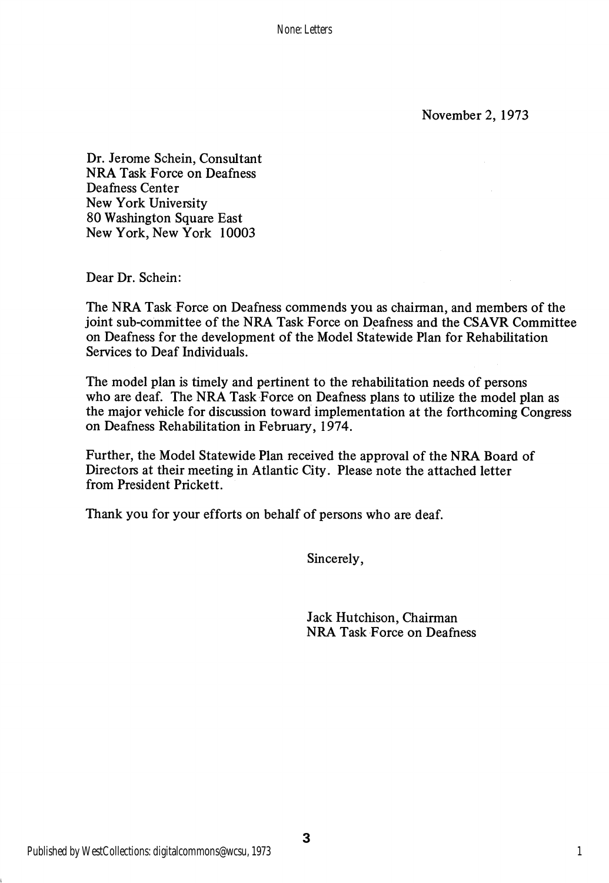November 2, 1973

Dr. Jerome Schein, Consultant
NRA Task Force on Deafness
Deafness Center
New York University
80 Washington Square East
New York, New York 10003

Dear Dr. Schein:

The NRA Task Force on Deafness commends you as chairman, and members of the joint sub-committee of the NRA Task Force on Deafness and the CSAVR Committee on Deafness for the development of the Model Statewide Plan for Rehabilitation Services to Deaf Individuals.

The model plan is timely and pertinent to the rehabilitation needs of persons who are deaf. The NRA Task Force on Deafness plans to utilize the model plan as the major vehicle for discussion toward implementation at the forthcoming Congress on Deafness Rehabilitation in February, 1974.

Further, the Model Statewide Plan received the approval of the NRA Board of Directors at their meeting in Atlantic City. Please note the attached letter from President Prickett.

Thank you for your efforts on behalf of persons who are deaf.

Sincerely,

Jack Hutchison, Chairman
NRA Task Force on Deafness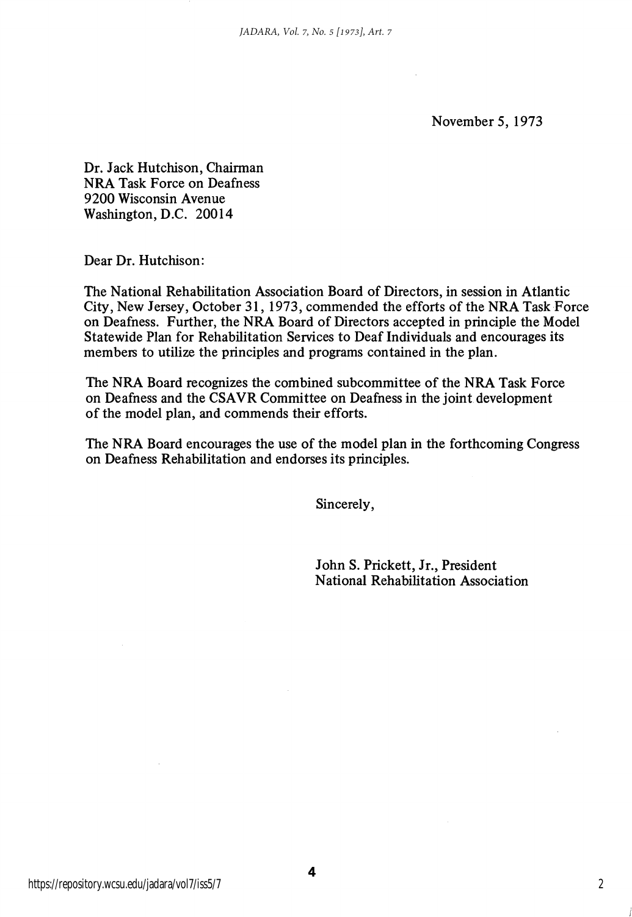November 5, 1973

Dr. Jack Hutchison, Chairman
NRA Task Force on Deafness
9200 Wisconsin Avenue
Washington, D.C. 20014

Dear Dr. Hutchison:

The National Rehabilitation Association Board of Directors, in session in Atlantic City, New Jersey, October 31, 1973, commended the efforts of the NRA Task Force on Deafness. Further, the NRA Board of Directors accepted in principle the Model Statewide Plan for Rehabilitation Services to Deaf Individuals and encourages its members to utilize the principles and programs contained in the plan.

The NRA Board recognizes the combined subcommittee of the NRA Task Force on Deafness and the CSAVR Committee on Deafness in the joint development of the model plan, and commends their efforts.

The NRA Board encourages the use of the model plan in the forthcoming Congress on Deafness Rehabilitation and endorses its principles.

Sincerely,

John S. Prickett, Jr., President
National Rehabilitation Association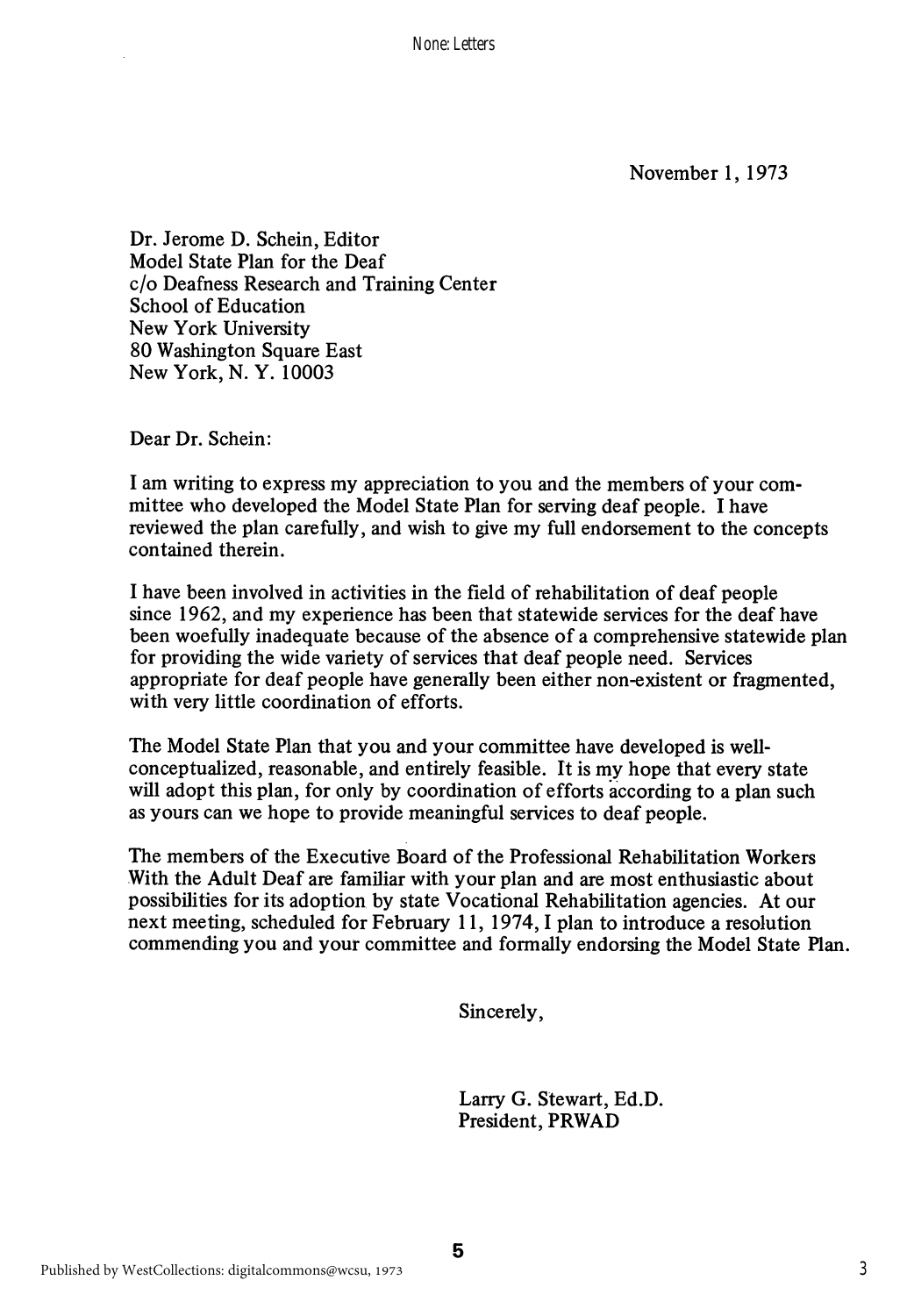November 1, 1973

Dr. Jerome D. Schein, Editor
Model State Plan for the Deaf
c/o Deafness Research and Training Center
School of Education
New York University
80 Washington Square East
New York, N. Y. 10003

Dear Dr. Schein:

I am writing to express my appreciation to you and the members of your committee who developed the Model State Plan for serving deaf people. I have reviewed the plan carefully, and wish to give my full endorsement to the concepts contained therein.

I have been involved in activities in the field of rehabilitation of deaf people since 1962, and my experience has been that statewide services for the deaf have been woefully inadequate because of the absence of a comprehensive statewide plan for providing the wide variety of services that deaf people need. Services appropriate for deaf people have generally been either non-existent or fragmented, with very little coordination of efforts.

The Model State Plan that you and your committee have developed is well-conceptualized, reasonable, and entirely feasible. It is my hope that every state will adopt this plan, for only by coordination of efforts according to a plan such as yours can we hope to provide meaningful services to deaf people.

The members of the Executive Board of the Professional Rehabilitation Workers With the Adult Deaf are familiar with your plan and are most enthusiastic about possibilities for its adoption by state Vocational Rehabilitation agencies. At our next meeting, scheduled for February 11, 1974, I plan to introduce a resolution commending you and your committee and formally endorsing the Model State Plan.

Sincerely,

Larry G. Stewart, Ed.D.
President, PRWAD